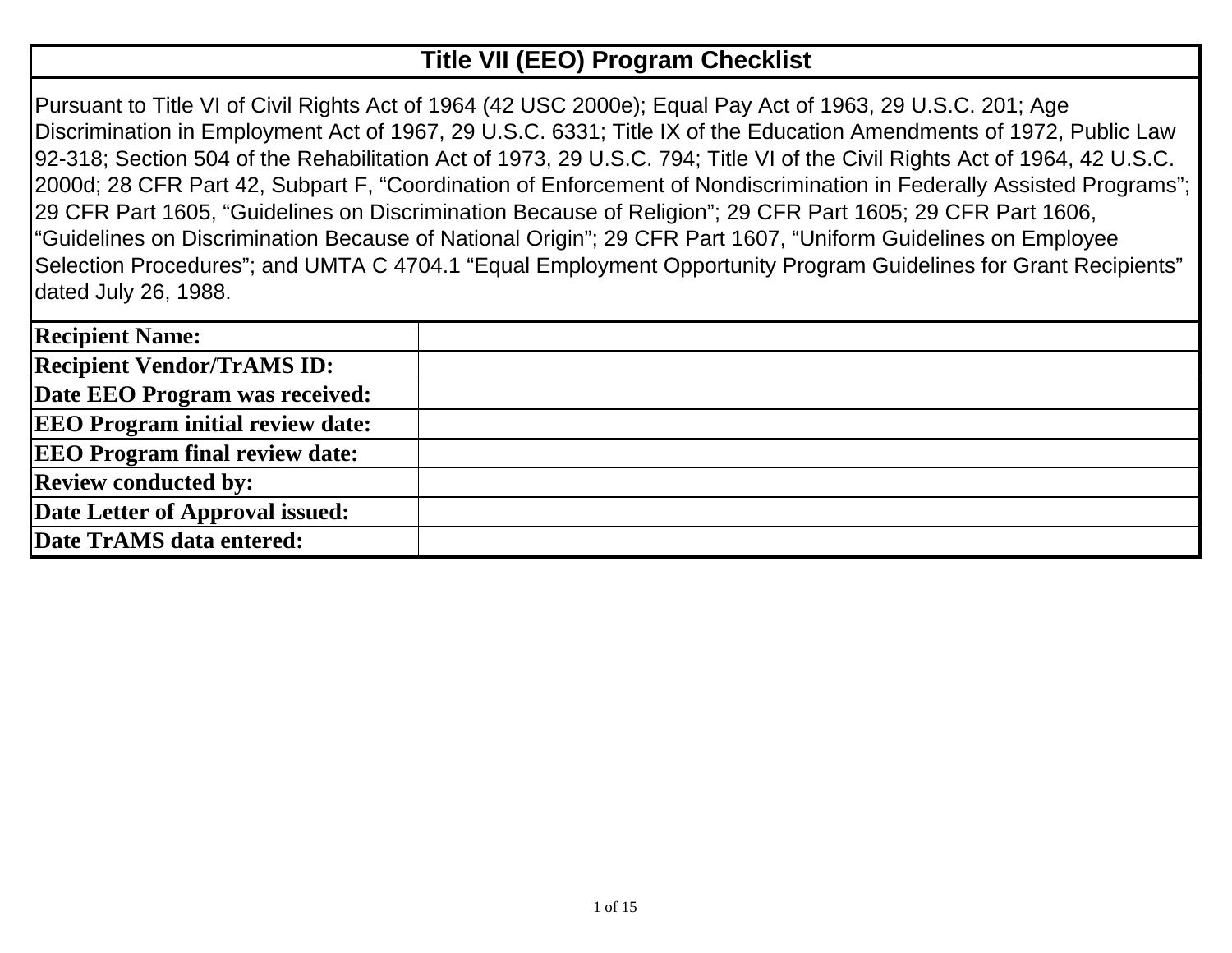# Title VII (EEO) Program Checklist

Pursuant to Title VI of Civil Rights Act of 1964 (42 USC 2000e); Equal Pay Act of 1963, 29 U.S.C. 201; Age Discrimination in Employment Act of 1967, 29 U.S.C. 6331; Title IX of the Education Amendments of 1972, Public Law 92-318; Section 504 of the Rehabilitation Act of 1973, 29 U.S.C. 794; Title VI of the Civil Rights Act of 1964, 42 U.S.C. 2000d; 28 CFR Part 42, Subpart F, “Coordination of Enforcement of Nondiscrimination in Federally Assisted Programs”; 29 CFR Part 1605, “Guidelines on Discrimination Because of Religion”; 29 CFR Part 1605; 29 CFR Part 1606, “Guidelines on Discrimination Because of National Origin”; 29 CFR Part 1607, “Uniform Guidelines on Employee Selection Procedures”; and UMTA C 4704.1 “Equal Employment Opportunity Program Guidelines for Grant Recipients” dated July 26, 1988.

| | |
|---|---|
| **Recipient Name:** | |
| **Recipient Vendor/TrAMS ID:** | |
| **Date EEO Program was received:** | |
| **EEO Program initial review date:** | |
| **EEO Program final review date:** | |
| **Review conducted by:** | |
| **Date Letter of Approval issued:** | |
| **Date TrAMS data entered:** | |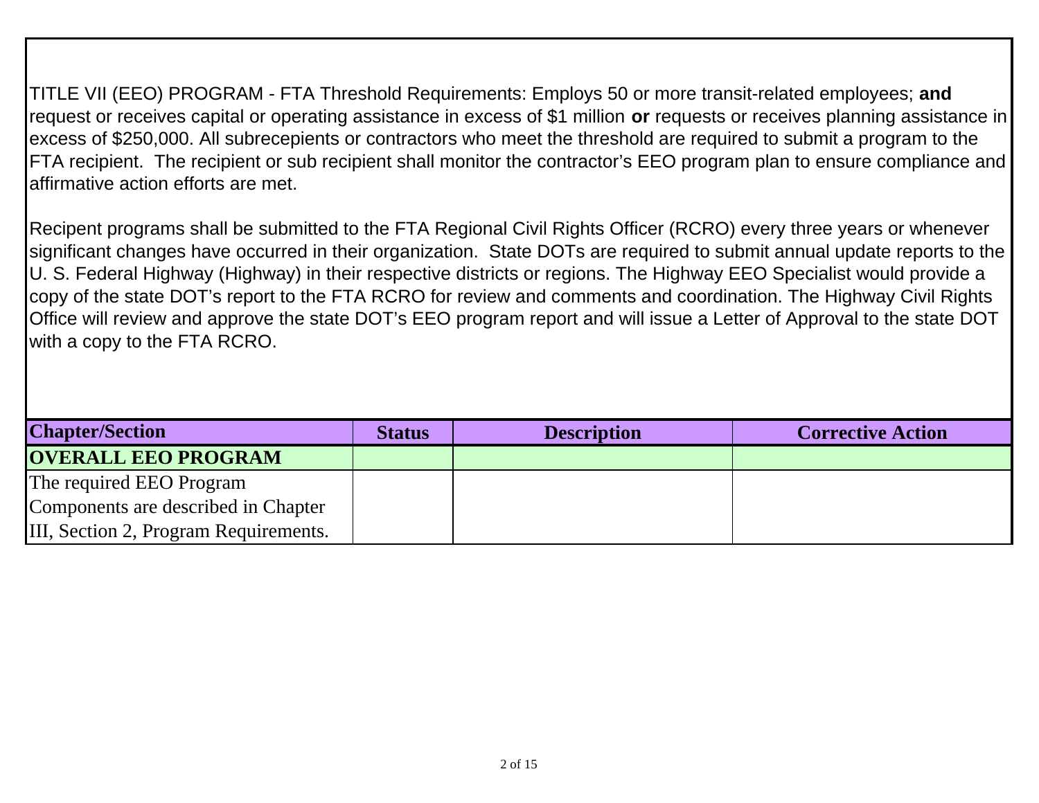TITLE VII (EEO) PROGRAM - FTA Threshold Requirements: Employs 50 or more transit-related employees; **and** request or receives capital or operating assistance in excess of $1 million **or** requests or receives planning assistance in excess of $250,000. All subrecepients or contractors who meet the threshold are required to submit a program to the FTA recipient. The recipient or sub recipient shall monitor the contractor's EEO program plan to ensure compliance and affirmative action efforts are met.

Recipent programs shall be submitted to the FTA Regional Civil Rights Officer (RCRO) every three years or whenever significant changes have occurred in their organization. State DOTs are required to submit annual update reports to the U. S. Federal Highway (Highway) in their respective districts or regions. The Highway EEO Specialist would provide a copy of the state DOT's report to the FTA RCRO for review and comments and coordination. The Highway Civil Rights Office will review and approve the state DOT's EEO program report and will issue a Letter of Approval to the state DOT with a copy to the FTA RCRO.

| Chapter/Section | Status | Description | Corrective Action |
|---|---|---|---|
| **OVERALL EEO PROGRAM** | | | |
| The required EEO Program Components are described in Chapter III, Section 2, Program Requirements. | | | |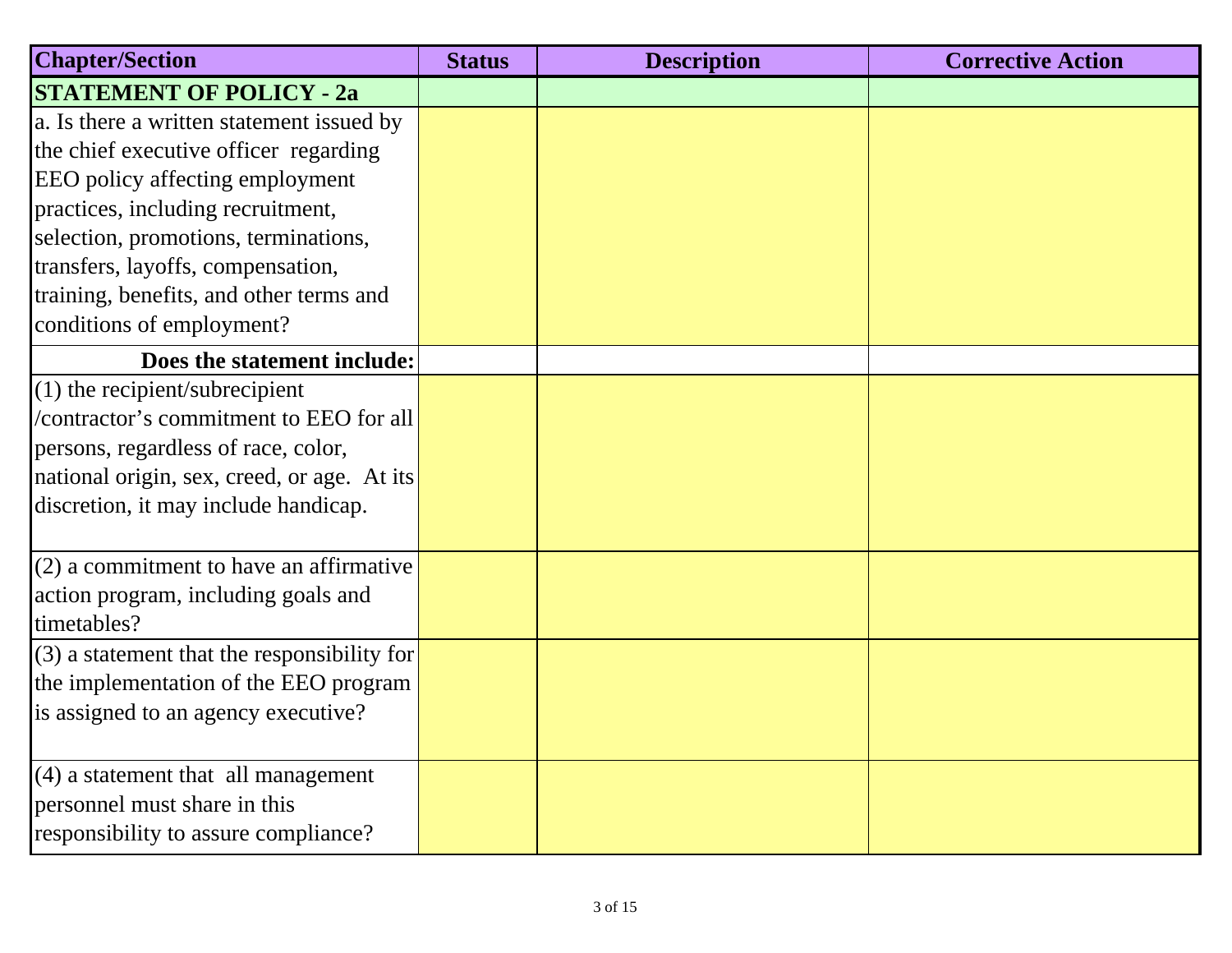| Chapter/Section | Status | Description | Corrective Action |
| --- | --- | --- | --- |
| **STATEMENT OF POLICY - 2a** | | | |
| a. Is there a written statement issued by the chief executive officer regarding EEO policy affecting employment practices, including recruitment, selection, promotions, terminations, transfers, layoffs, compensation, training, benefits, and other terms and conditions of employment? | | | |
| **Does the statement include:** | | | |
| (1) the recipient/subrecipient /contractor's commitment to EEO for all persons, regardless of race, color, national origin, sex, creed, or age. At its discretion, it may include handicap. | | | |
| (2) a commitment to have an affirmative action program, including goals and timetables? | | | |
| (3) a statement that the responsibility for the implementation of the EEO program is assigned to an agency executive? | | | |
| (4) a statement that all management personnel must share in this responsibility to assure compliance? | | | |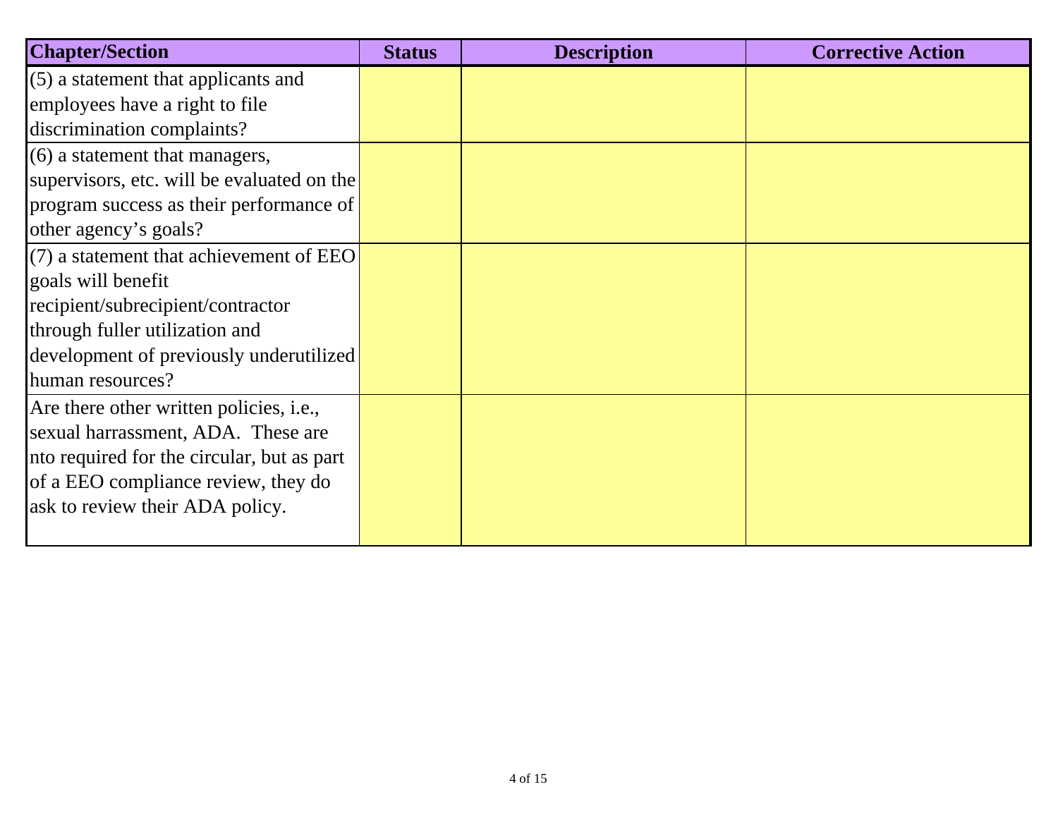| Chapter/Section | Status | Description | Corrective Action |
|---|---|---|---|
| (5) a statement that applicants and employees have a right to file discrimination complaints? | | | |
| (6) a statement that managers, supervisors, etc. will be evaluated on the program success as their performance of other agency's goals? | | | |
| (7) a statement that achievement of EEO goals will benefit recipient/subrecipient/contractor through fuller utilization and development of previously underutilized human resources? | | | |
| Are there other written policies, i.e., sexual harrassment, ADA. These are nto required for the circular, but as part of a EEO compliance review, they do ask to review their ADA policy. | | | |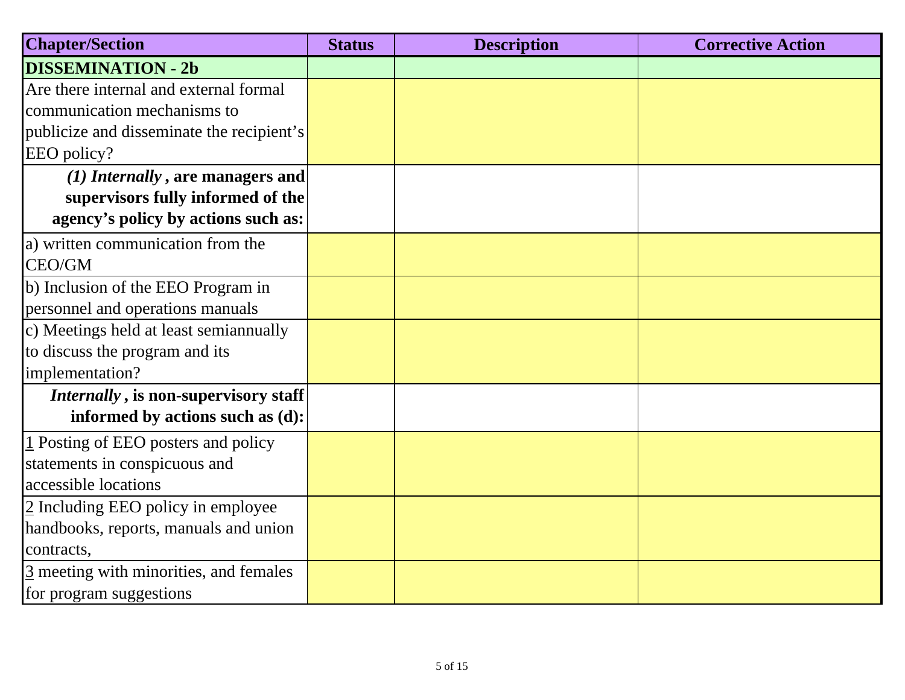| Chapter/Section | Status | Description | Corrective Action |
|---|---|---|---|
| **DISSEMINATION - 2b** | | | |
| Are there internal and external formal communication mechanisms to publicize and disseminate the recipient's EEO policy? | | | |
| ***(1) Internally*, are managers and supervisors fully informed of the agency's policy by actions such as:** | | | |
| a) written communication from the CEO/GM | | | |
| b) Inclusion of the EEO Program in personnel and operations manuals | | | |
| c) Meetings held at least semiannually to discuss the program and its implementation? | | | |
| ***Internally*, is non-supervisory staff informed by actions such as (d):** | | | |
| 1 Posting of EEO posters and policy statements in conspicuous and accessible locations | | | |
| 2 Including EEO policy in employee handbooks, reports, manuals and union contracts, | | | |
| 3 meeting with minorities, and females for program suggestions | | | |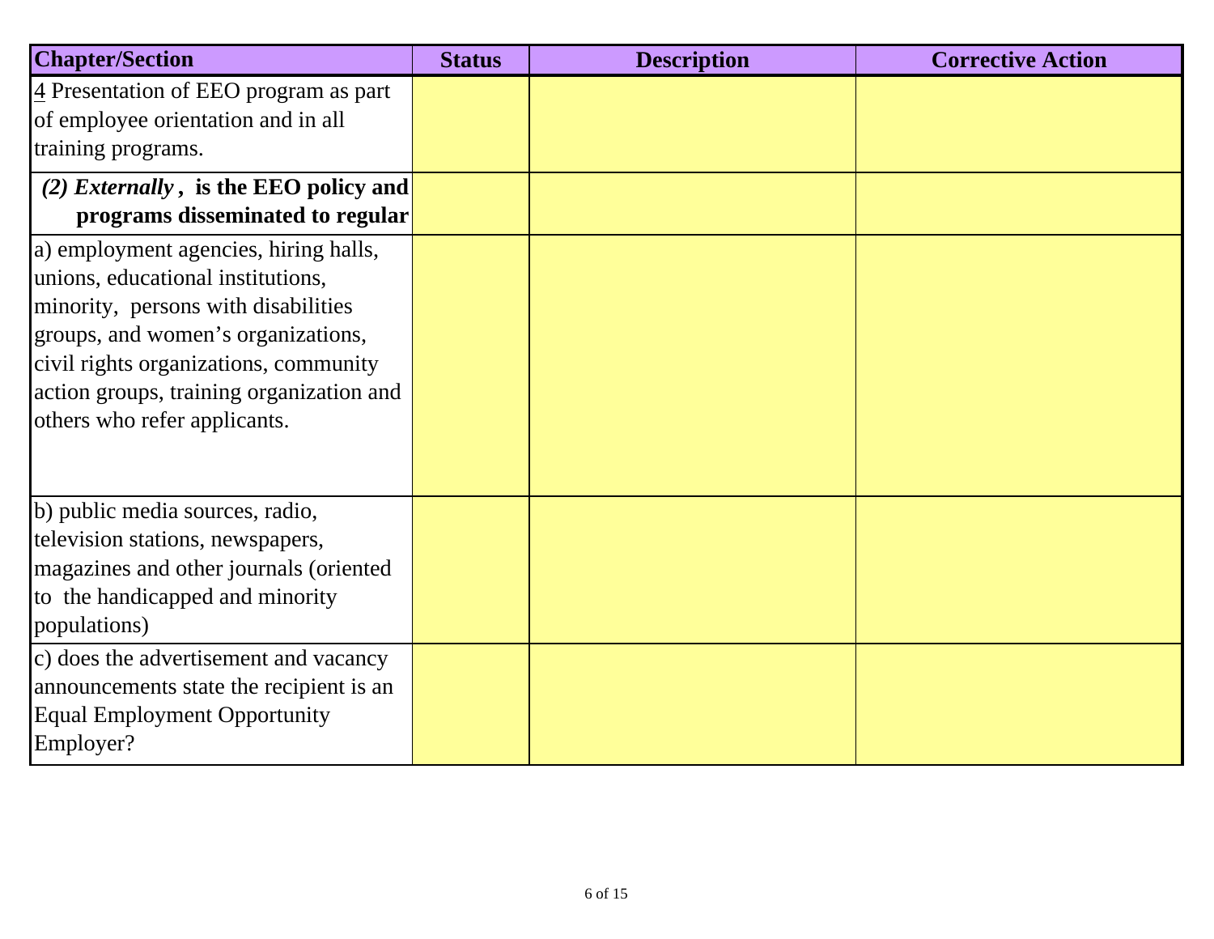| Chapter/Section | Status | Description | Corrective Action |
|---|---|---|---|
| 4 Presentation of EEO program as part of employee orientation and in all training programs. | | | |
| ***(2) Externally* , is the EEO policy and programs disseminated to regular** | | | |
| a) employment agencies, hiring halls, unions, educational institutions, minority, persons with disabilities groups, and women's organizations, civil rights organizations, community action groups, training organization and others who refer applicants. | | | |
| b) public media sources, radio, television stations, newspapers, magazines and other journals (oriented to the handicapped and minority populations) | | | |
| c) does the advertisement and vacancy announcements state the recipient is an Equal Employment Opportunity Employer? | | | |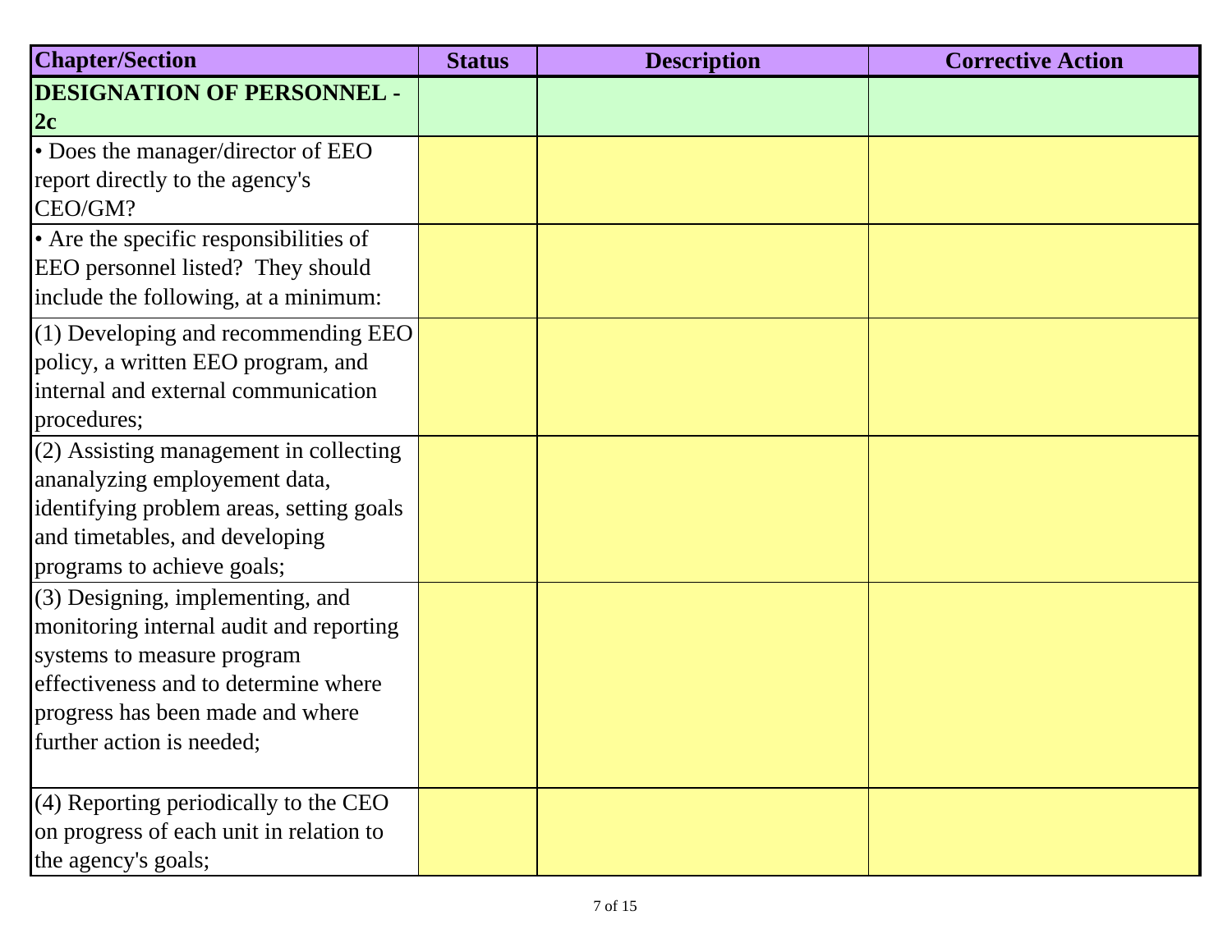| Chapter/Section | Status | Description | Corrective Action |
| --- | --- | --- | --- |
| **DESIGNATION OF PERSONNEL - 2c** | | | |
| • Does the manager/director of EEO report directly to the agency's CEO/GM? | | | |
| • Are the specific responsibilities of EEO personnel listed? They should include the following, at a minimum: | | | |
| (1) Developing and recommending EEO policy, a written EEO program, and internal and external communication procedures; | | | |
| (2) Assisting management in collecting ananalyzing employement data, identifying problem areas, setting goals and timetables, and developing programs to achieve goals; | | | |
| (3) Designing, implementing, and monitoring internal audit and reporting systems to measure program effectiveness and to determine where progress has been made and where further action is needed; | | | |
| (4) Reporting periodically to the CEO on progress of each unit in relation to the agency's goals; | | | |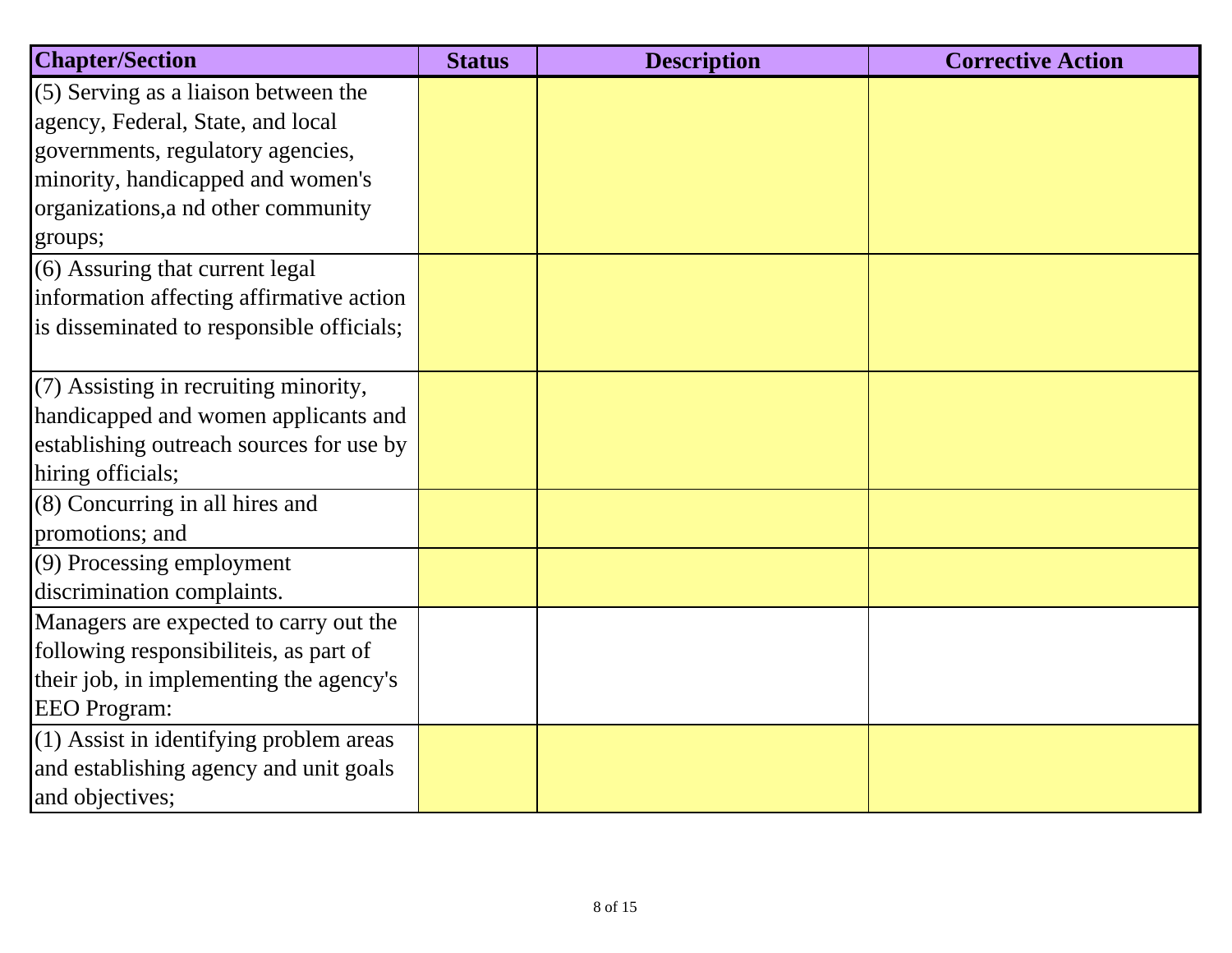| Chapter/Section | Status | Description | Corrective Action |
|---|---|---|---|
| (5) Serving as a liaison between the agency, Federal, State, and local governments, regulatory agencies, minority, handicapped and women's organizations,a nd other community groups; | | | |
| (6) Assuring that current legal information affecting affirmative action is disseminated to responsible officials; | | | |
| (7) Assisting in recruiting minority, handicapped and women applicants and establishing outreach sources for use by hiring officials; | | | |
| (8) Concurring in all hires and promotions; and | | | |
| (9) Processing employment discrimination complaints. | | | |
| Managers are expected to carry out the following responsibiliteis, as part of their job, in implementing the agency's EEO Program: | | | |
| (1) Assist in identifying problem areas and establishing agency and unit goals and objectives; | | | |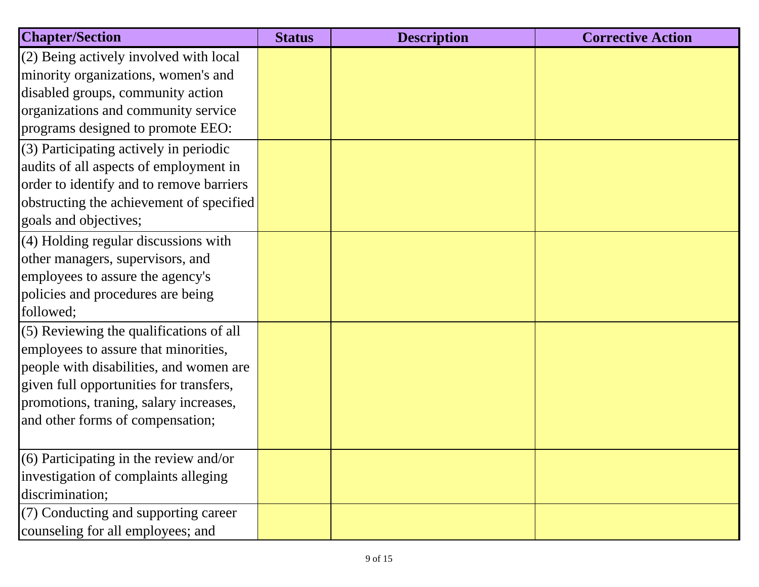| Chapter/Section | Status | Description | Corrective Action |
|---|---|---|---|
| (2) Being actively involved with local minority organizations, women's and disabled groups, community action organizations and community service programs designed to promote EEO: | | | |
| (3) Participating actively in periodic audits of all aspects of employment in order to identify and to remove barriers obstructing the achievement of specified goals and objectives; | | | |
| (4) Holding regular discussions with other managers, supervisors, and employees to assure the agency's policies and procedures are being followed; | | | |
| (5) Reviewing the qualifications of all employees to assure that minorities, people with disabilities, and women are given full opportunities for transfers, promotions, traning, salary increases, and other forms of compensation; | | | |
| (6) Participating in the review and/or investigation of complaints alleging discrimination; | | | |
| (7) Conducting and supporting career counseling for all employees; and | | | |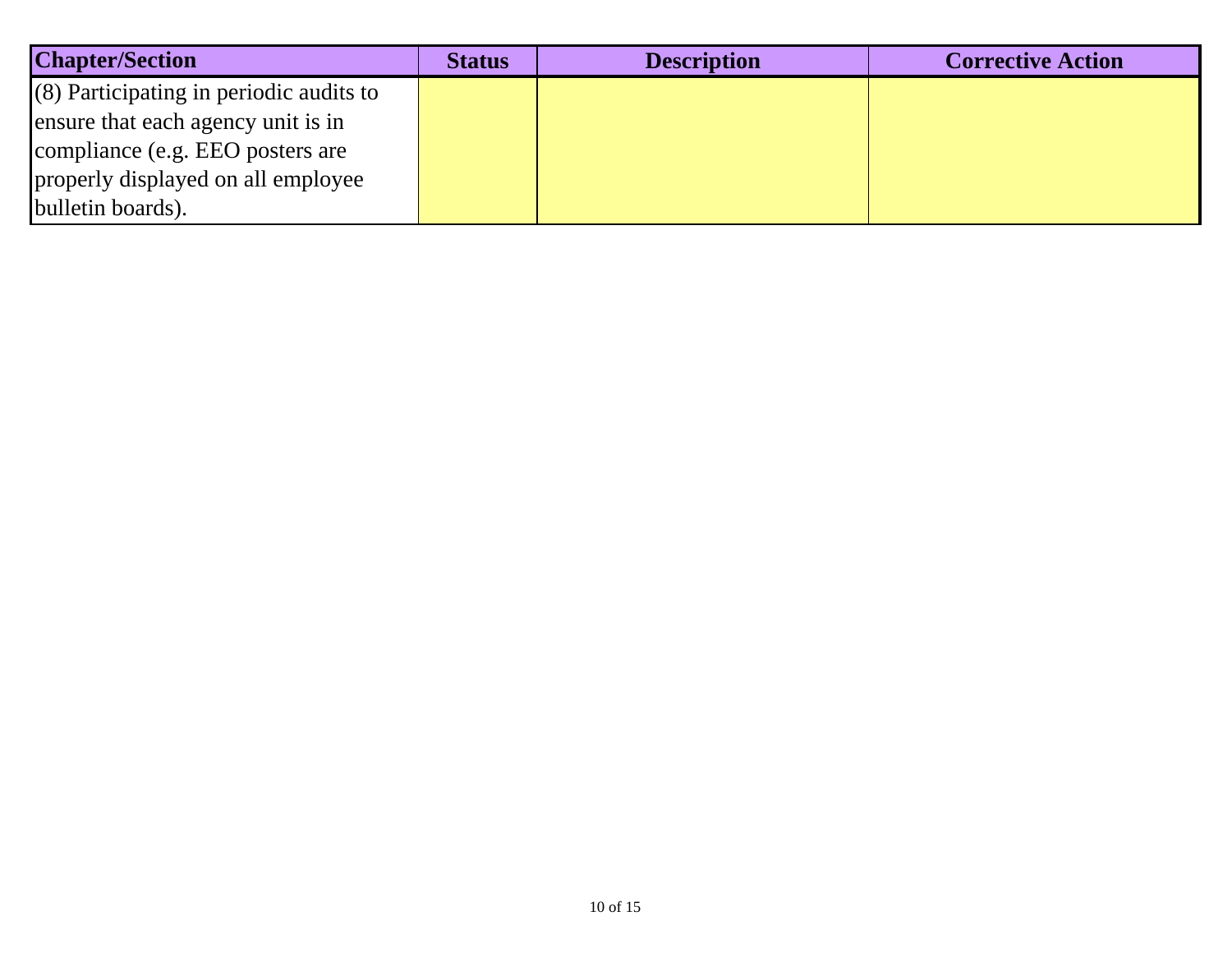| Chapter/Section | Status | Description | Corrective Action |
|---|---|---|---|
| (8) Participating in periodic audits to ensure that each agency unit is in compliance (e.g. EEO posters are properly displayed on all employee bulletin boards). | | | |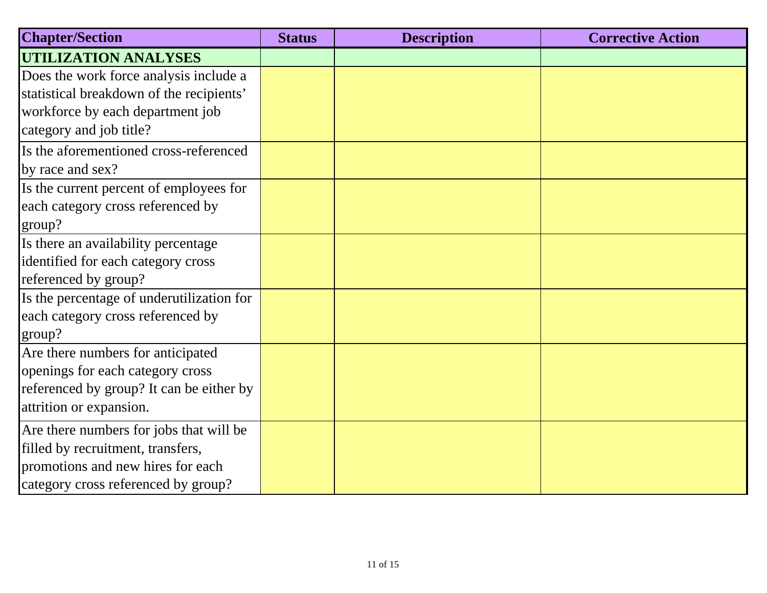| Chapter/Section | Status | Description | Corrective Action |
|---|---|---|---|
| **UTILIZATION ANALYSES** | | | |
| Does the work force analysis include a statistical breakdown of the recipients' workforce by each department job category and job title? | | | |
| Is the aforementioned cross-referenced by race and sex? | | | |
| Is the current percent of employees for each category cross referenced by group? | | | |
| Is there an availability percentage identified for each category cross referenced by group? | | | |
| Is the percentage of underutilization for each category cross referenced by group? | | | |
| Are there numbers for anticipated openings for each category cross referenced by group? It can be either by attrition or expansion. | | | |
| Are there numbers for jobs that will be filled by recruitment, transfers, promotions and new hires for each category cross referenced by group? | | | |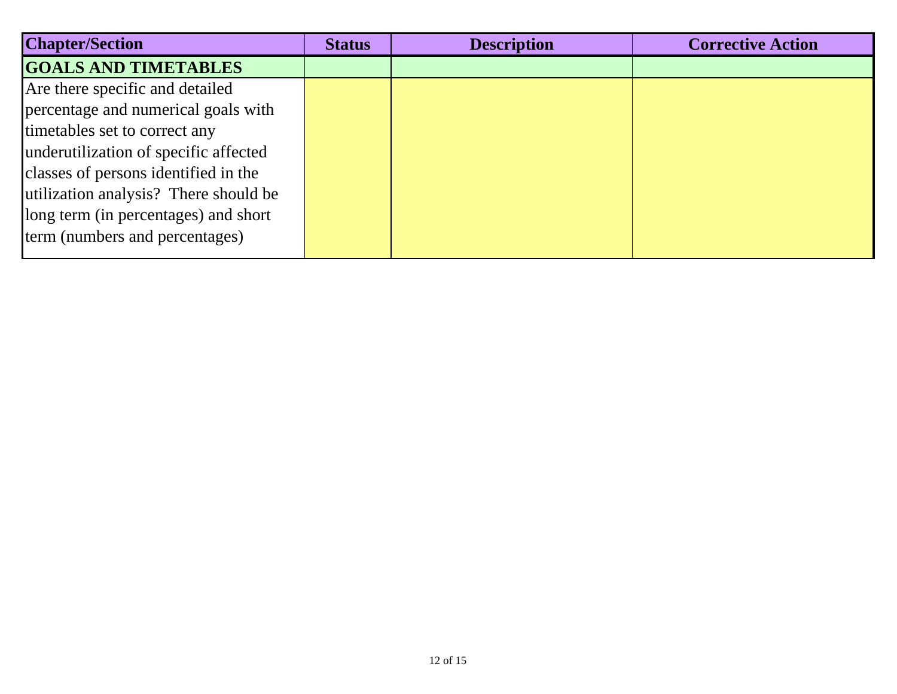| Chapter/Section | Status | Description | Corrective Action |
|---|---|---|---|
| **GOALS AND TIMETABLES** | | | |
| Are there specific and detailed percentage and numerical goals with timetables set to correct any underutilization of specific affected classes of persons identified in the utilization analysis? There should be long term (in percentages) and short term (numbers and percentages) | | | |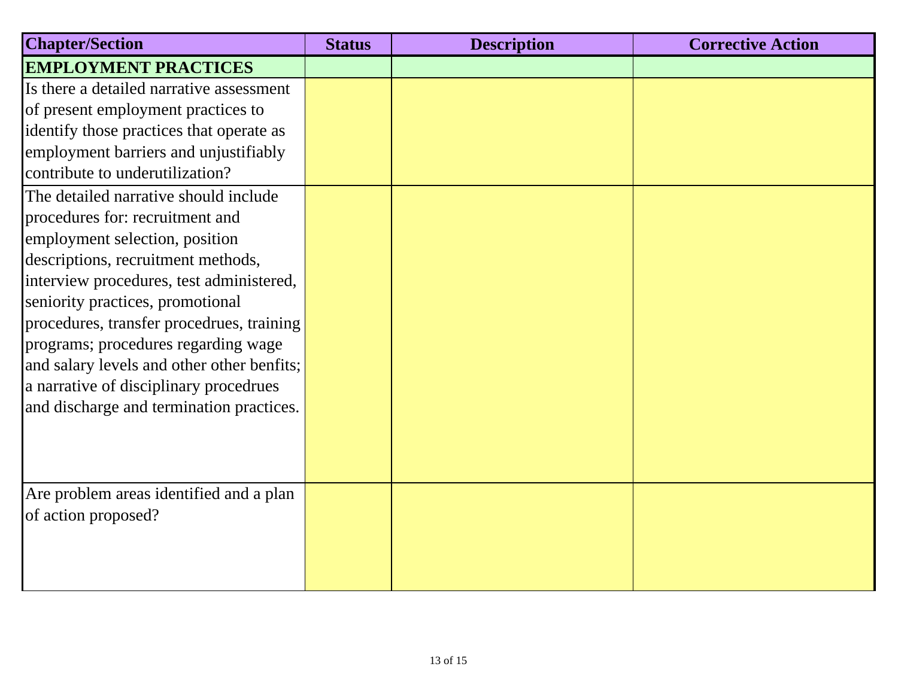| Chapter/Section | Status | Description | Corrective Action |
| --- | --- | --- | --- |
| **EMPLOYMENT PRACTICES** | | | |
| Is there a detailed narrative assessment of present employment practices to identify those practices that operate as employment barriers and unjustifiably contribute to underutilization? | | | |
| The detailed narrative should include procedures for: recruitment and employment selection, position descriptions, recruitment methods, interview procedures, test administered, seniority practices, promotional procedures, transfer procedrues, training programs; procedures regarding wage and salary levels and other other benfits; a narrative of disciplinary procedrues and discharge and termination practices. | | | |
| Are problem areas identified and a plan of action proposed? | | | |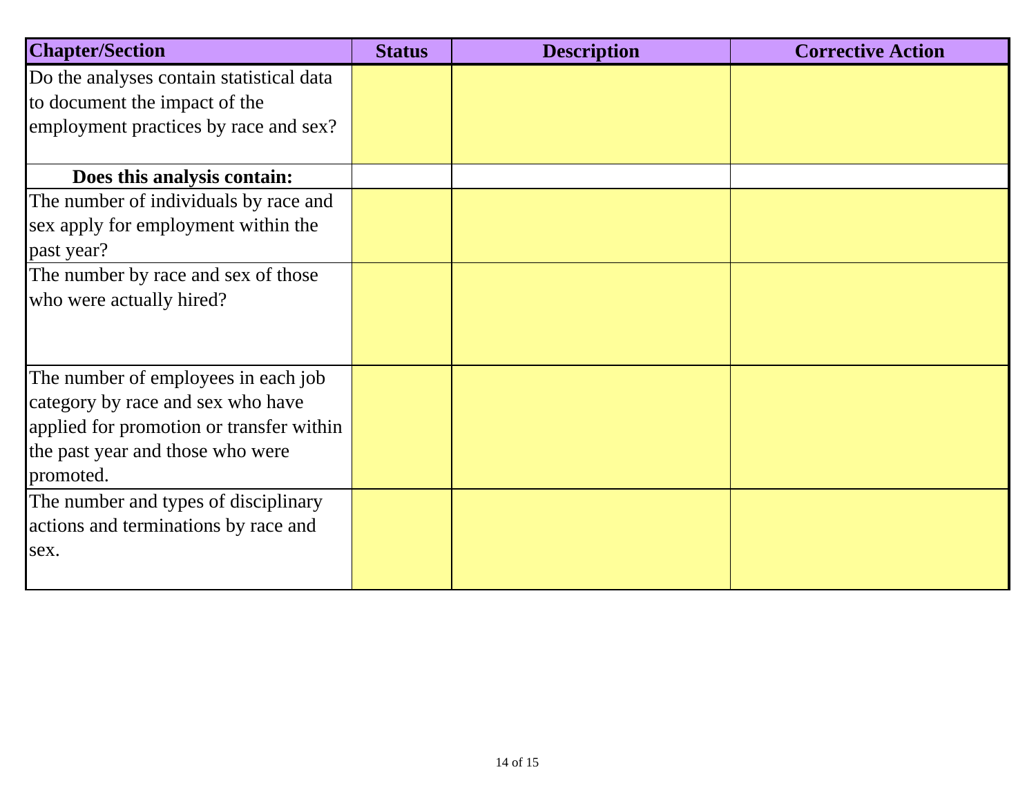| Chapter/Section | Status | Description | Corrective Action |
|---|---|---|---|
| Do the analyses contain statistical data to document the impact of the employment practices by race and sex? | | | |
| **Does this analysis contain:** | | | |
| The number of individuals by race and sex apply for employment within the past year? | | | |
| The number by race and sex of those who were actually hired? | | | |
| The number of employees in each job category by race and sex who have applied for promotion or transfer within the past year and those who were promoted. | | | |
| The number and types of disciplinary actions and terminations by race and sex. | | | |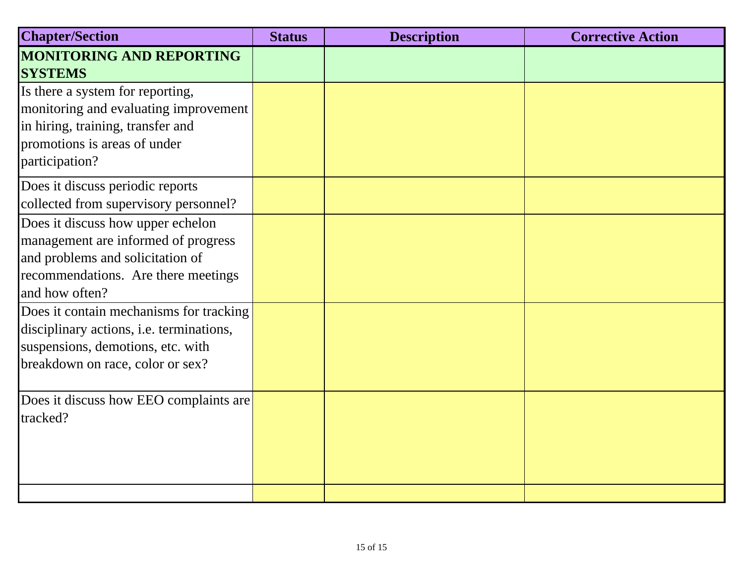| Chapter/Section | Status | Description | Corrective Action |
|---|---|---|---|
| **MONITORING AND REPORTING SYSTEMS** | | | |
| Is there a system for reporting, monitoring and evaluating improvement in hiring, training, transfer and promotions is areas of under participation? | | | |
| Does it discuss periodic reports collected from supervisory personnel? | | | |
| Does it discuss how upper echelon management are informed of progress and problems and solicitation of recommendations. Are there meetings and how often? | | | |
| Does it contain mechanisms for tracking disciplinary actions, i.e. terminations, suspensions, demotions, etc. with breakdown on race, color or sex? | | | |
| Does it discuss how EEO complaints are tracked? | | | |
| | | | |